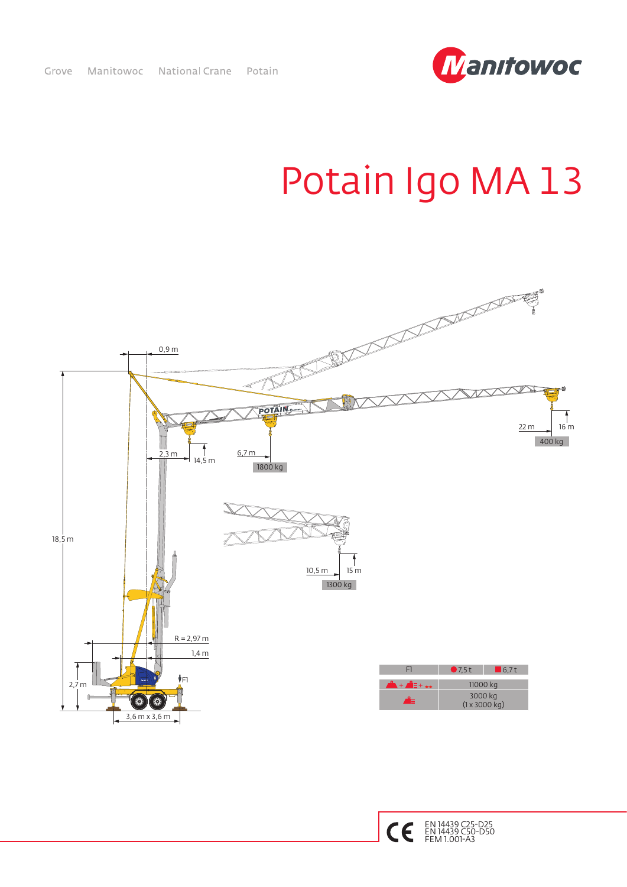Grove Manitowoc National Crane Potain

# Potain Igo MA 13

0,9 m

18,5 m

2,3 m

14,5 m

6,7 m

1800 kg

22 m

16 m

400 kg

10,5 m

15 m

1300 kg

R = 2,97 m

1,4 m

2,7 m

F1

3,6 m x 3,6 m

| F1 | ● 7,5 t | ■ 6,7 t |
|---|---|---|
| + + | 11000 kg | |
| | 3000 kg (1 x 3000 kg) | |

EN 14439 C25-D25
EN 14439 C50-D50
FEM 1.001-A3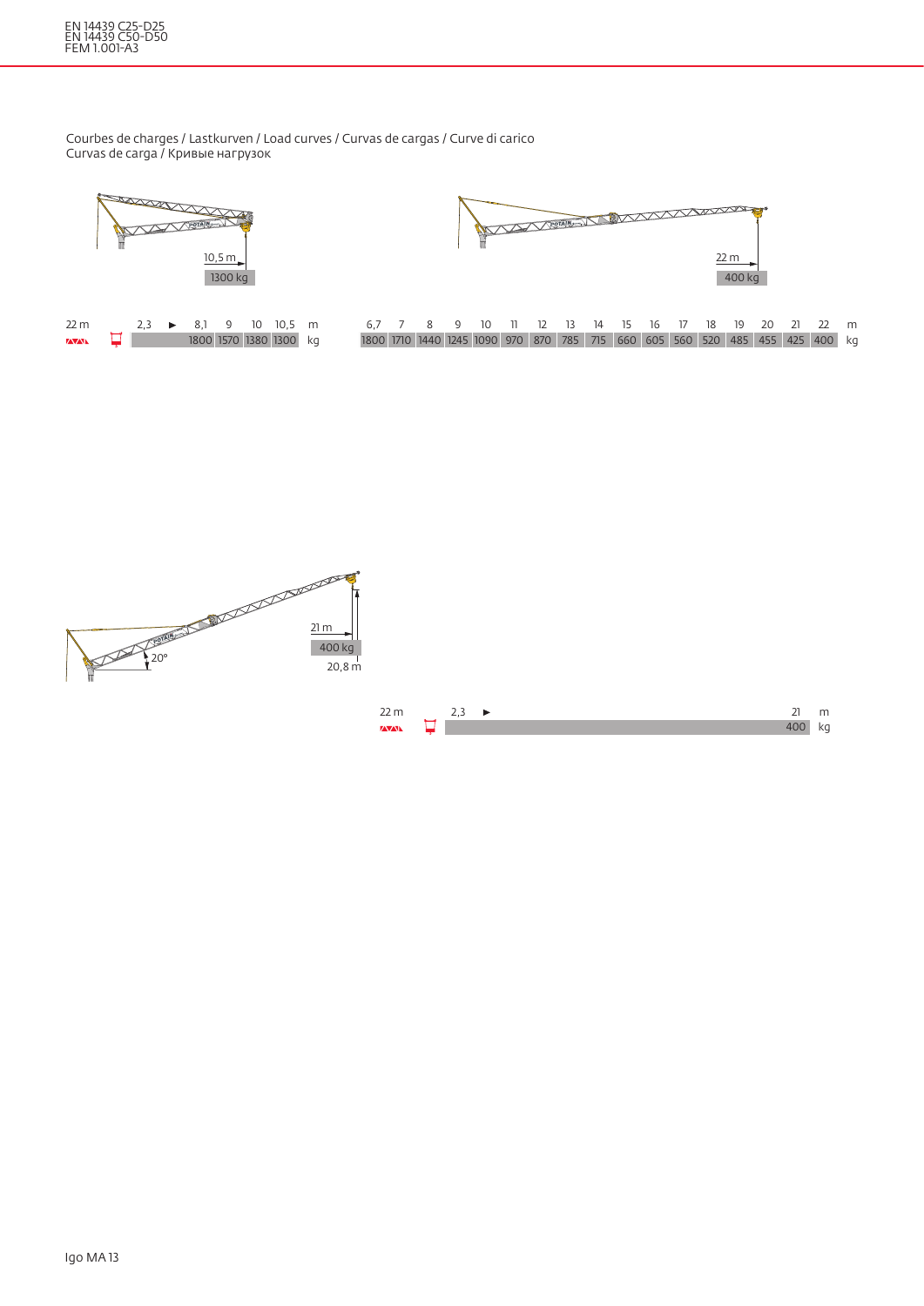EN 14439 C25-D25
EN 14439 C50-D50
FEM 1.001-A3

Courbes de charges / Lastkurven / Load curves / Curvas de cargas / Curve di carico
Curvas de carga / Кривые нагрузок

10,5 m
1300 kg

22 m
400 kg

| 22 m | | 2,3 | ► | 8,1 | 9 | 10 | 10,5 | m |
|---|---|---|---|---|---|---|---|---|
| | | | | 1800 | 1570 | 1380 | 1300 | kg |

| 6,7 | 7 | 8 | 9 | 10 | 11 | 12 | 13 | 14 | 15 | 16 | 17 | 18 | 19 | 20 | 21 | 22 | m |
|---|---|---|---|---|---|---|---|---|---|---|---|---|---|---|---|---|---|
| 1800 | 1710 | 1440 | 1245 | 1090 | 970 | 870 | 785 | 715 | 660 | 605 | 560 | 520 | 485 | 455 | 425 | 400 | kg |

20°
21 m
400 kg
20,8 m

| 22 m | | 2,3 | ► | 21 | m |
|---|---|---|---|---|---|
| | | | | 400 | kg |

Igo MA 13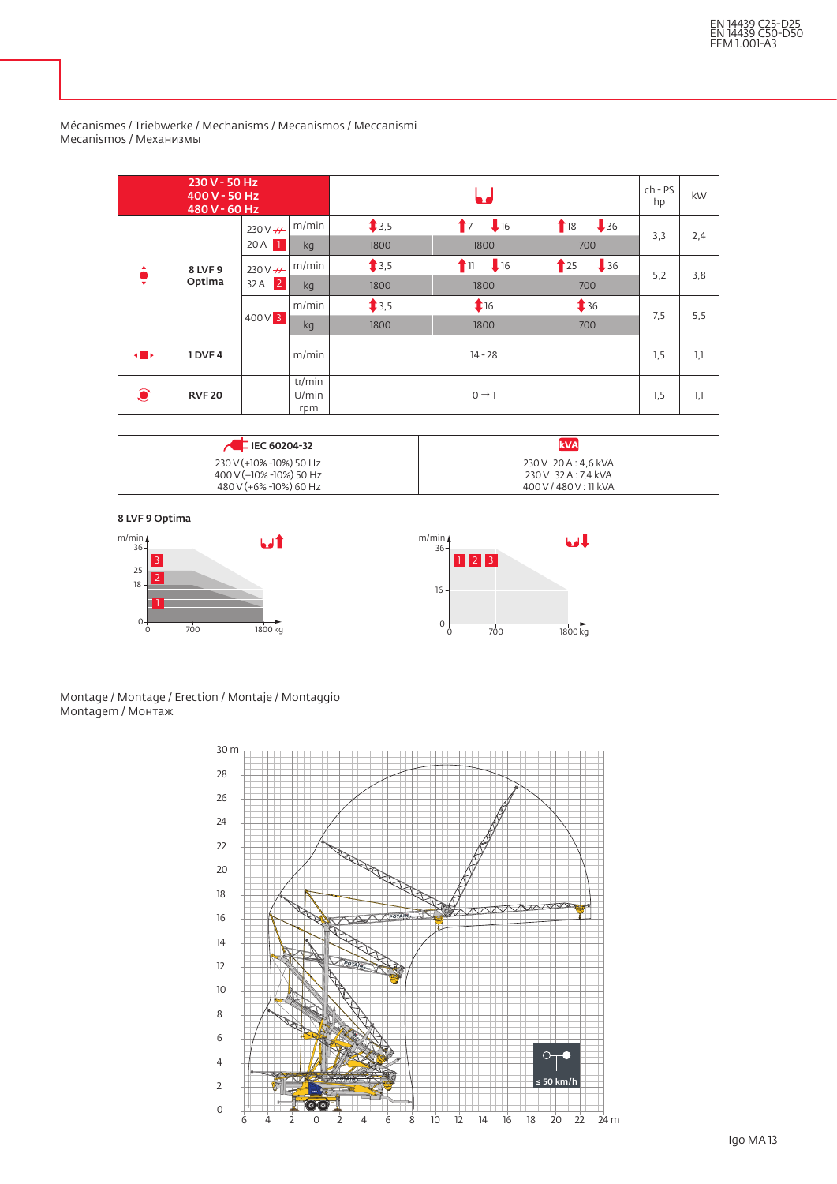EN 14439 C25-D25
EN 14439 C50-D50
FEM 1.001-A3

Mécanismes / Triebwerke / Mechanisms / Mecanismos / Meccanismi
Mecanismos / Механизмы

| 230 V - 50 Hz<br>400 V - 50 Hz<br>480 V - 60 Hz | | | | | | | ch - PS<br>hp | kW |
|---|---|---|---|---|---|---|---|---|
| | 8 LVF 9 Optima | 230 V 20 A 1 | m/min | ↕3,5 | ↑7 ↓16 | ↑18 ↓36 | 3,3 | 2,4 |
| | | | kg | 1800 | 1800 | 700 | | |
| | | 230 V 32 A 2 | m/min | ↕3,5 | ↑11 ↓16 | ↑25 ↓36 | 5,2 | 3,8 |
| | | | kg | 1800 | 1800 | 700 | | |
| | | 400 V 3 | m/min | ↕3,5 | ↕16 | ↕36 | 7,5 | 5,5 |
| | | | kg | 1800 | 1800 | 700 | | |
| | 1 DVF 4 | | m/min | 14 - 28 | | | 1,5 | 1,1 |
| | RVF 20 | | tr/min<br>U/min<br>rpm | 0 → 1 | | | 1,5 | 1,1 |

| IEC 60204-32 | kVA |
|---|---|
| 230 V (+10% -10%) 50 Hz<br>400 V (+10% -10%) 50 Hz<br>480 V (+6% -10%) 60 Hz | 230 V 20 A : 4,6 kVA<br>230 V 32 A : 7,4 kVA<br>400 V / 480 V : 11 kVA |

**8 LVF 9 Optima**

Montage / Montage / Erection / Montaje / Montaggio
Montagem / Монтаж

≤ 50 km/h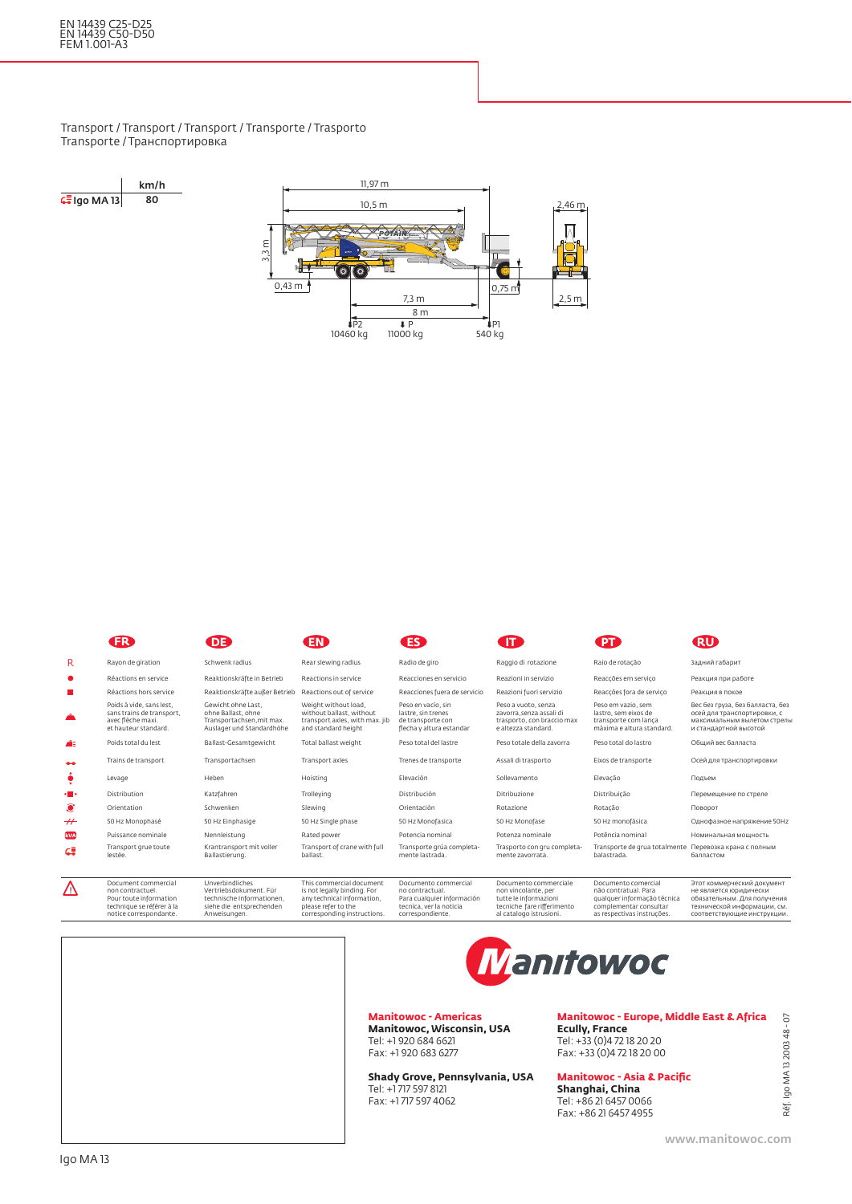EN 14439 C25-D25
EN 14439 C50-D50
FEM 1.001-A3

## Transport / Transport / Transport / Transporte / Trasporto Transporte / Транспортировка

| | km/h |
|---|---|
| Igo MA 13 | 80 |

11,97 m
10,5 m
2,46 m
3,3 m
0,43 m
0,75 m
7,3 m
8 m
2,5 m
P2
10460 kg
P
11000 kg
P1
540 kg

| | FR | DE | EN | ES | IT | PT | RU |
|---|---|---|---|---|---|---|---|
| R | Rayon de giration | Schwenk radius | Rear slewing radius | Radio de giro | Raggio di rotazione | Raio de rotação | Задний габарит |
| ● | Réactions en service | Reaktionskräfte in Betrieb | Reactions in service | Reacciones en servicio | Reazioni in servizio | Reacções em serviço | Реакция при работе |
| ■ | Réactions hors service | Reaktionskräfte außer Betrieb | Reactions out of service | Reacciones fuera de servicio | Reazioni fuori servizio | Reacções fora de serviço | Реакция в покое |
| | Poids à vide, sans lest, sans trains de transport, avec flèche maxi. et hauteur standard. | Gewicht ohne Last, ohne Ballast, ohne Transportachsen, mit max. Auslager und Standardhöhe | Weight without load, without ballast, without transport axles, with max. jib and standard height | Peso en vacío, sin lastre, sin trenes de transporte con flecha y altura estandar | Peso a vuoto, senza zavorra, senza assali di trasporto, con braccio max e altezza standard. | Peso em vazio, sem lastro, sem eixos de transporte com lança máxima e altura standard. | Вес без груза, без балласта, без осей для транспортировки, с максимальным вылетом стрелы и стандартной высотой |
| | Poids total du lest | Ballast-Gesamtgewicht | Total ballast weight | Peso total del lastre | Peso totale della zavorra | Peso total do lastro | Общий вес балласта |
| | Trains de transport | Transportachsen | Transport axles | Trenes de transporte | Assali di trasporto | Eixos de transporte | Осей для транспортировки |
| | Levage | Heben | Hoisting | Elevación | Sollevamento | Elevação | Подъем |
| | Distribution | Katzfahren | Trolleying | Distribución | Ditribuzione | Distribuição | Перемещение по стреле |
| | Orientation | Schwenken | Slewing | Orientación | Rotazione | Rotação | Поворот |
| | 50 Hz Monophasé | 50 Hz Einphasige | 50 Hz Single phase | 50 Hz Monofasica | 50 Hz Monofase | 50 Hz monofásica | Однофазное напряжение 50Hz |
| kVA | Puissance nominale | Nennleistung | Rated power | Potencia nominal | Potenza nominale | Potência nominal | Номинальная мощность |
| | Transport grue toute lestée. | Krantransport mit voller Ballastierung. | Transport of crane with full ballast. | Transporte grúa completamente lastrada. | Trasporto con gru completamente zavorrata. | Transporte de grua totalmente balastrada. | Перевозка крана с полным балластом |
| ⚠ | Document commercial non contractuel. Pour toute information technique se référer à la notice correspondante. | Unverbindliches Vertriebsdokument. Für technische Informationen, siehe die entsprechenden Anweisungen. | This commercial document is not legally binding. For any technical information, please refer to the corresponding instructions. | Documento commercial no contractual. Para cualquier información tecnica, ver la noticia correspondiente. | Documento commerciale non vincolante, per tutte le informazioni tecniche fare riferimento al catalogo istrusioni. | Documento comercial não contratual. Para qualquer informação técnica complementar consultar as respectivas instruções. | Этот коммерческий документ не является юридически обязательным. Для получения технической информации, см. соответствующие инструкции. |

Manitowoc

**Manitowoc - Americas**
**Manitowoc, Wisconsin, USA**
Tel: +1 920 684 6621
Fax: +1 920 683 6277

**Shady Grove, Pennsylvania, USA**
Tel: +1 717 597 8121
Fax: +1 717 597 4062

**Manitowoc - Europe, Middle East & Africa**
**Ecully, France**
Tel: +33 (0)4 72 18 20 20
Fax: +33 (0)4 72 18 20 00

**Manitowoc - Asia & Pacific**
**Shanghai, China**
Tel: +86 21 6457 0066
Fax: +86 21 6457 4955

Réf. Igo MA 13 2003 48 - 07

www.manitowoc.com

Igo MA 13